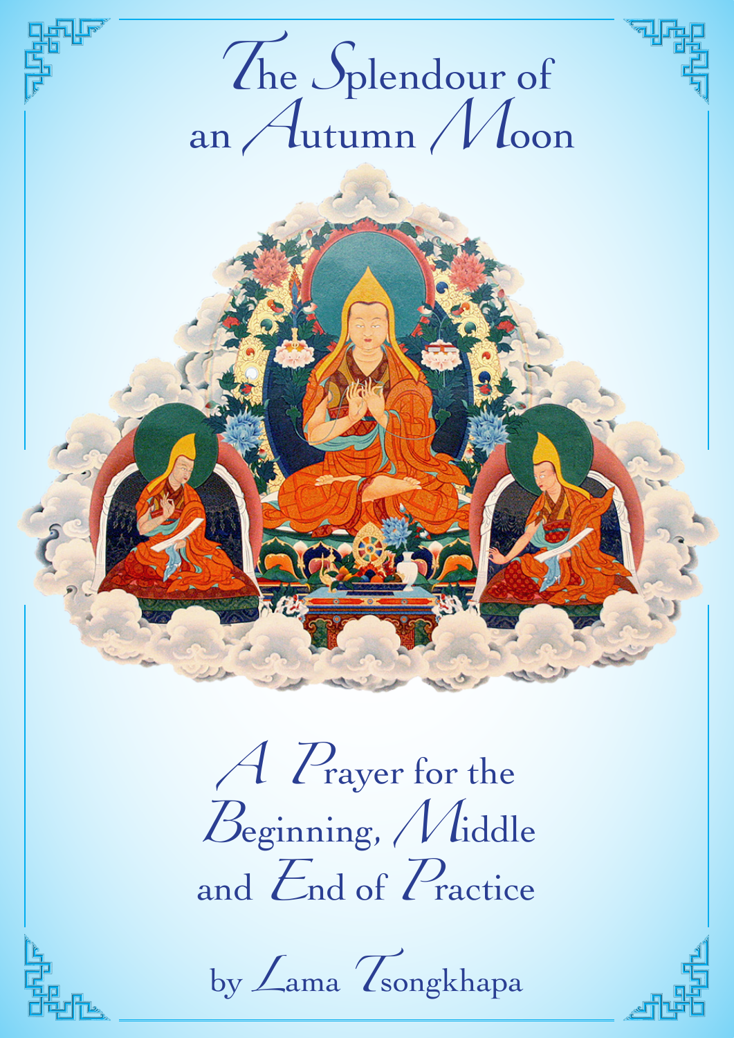# The Splendour of an Autumn Moon

## A Prayer for the Beginning, Middle and End of Practice

by Lama Tsongkhapa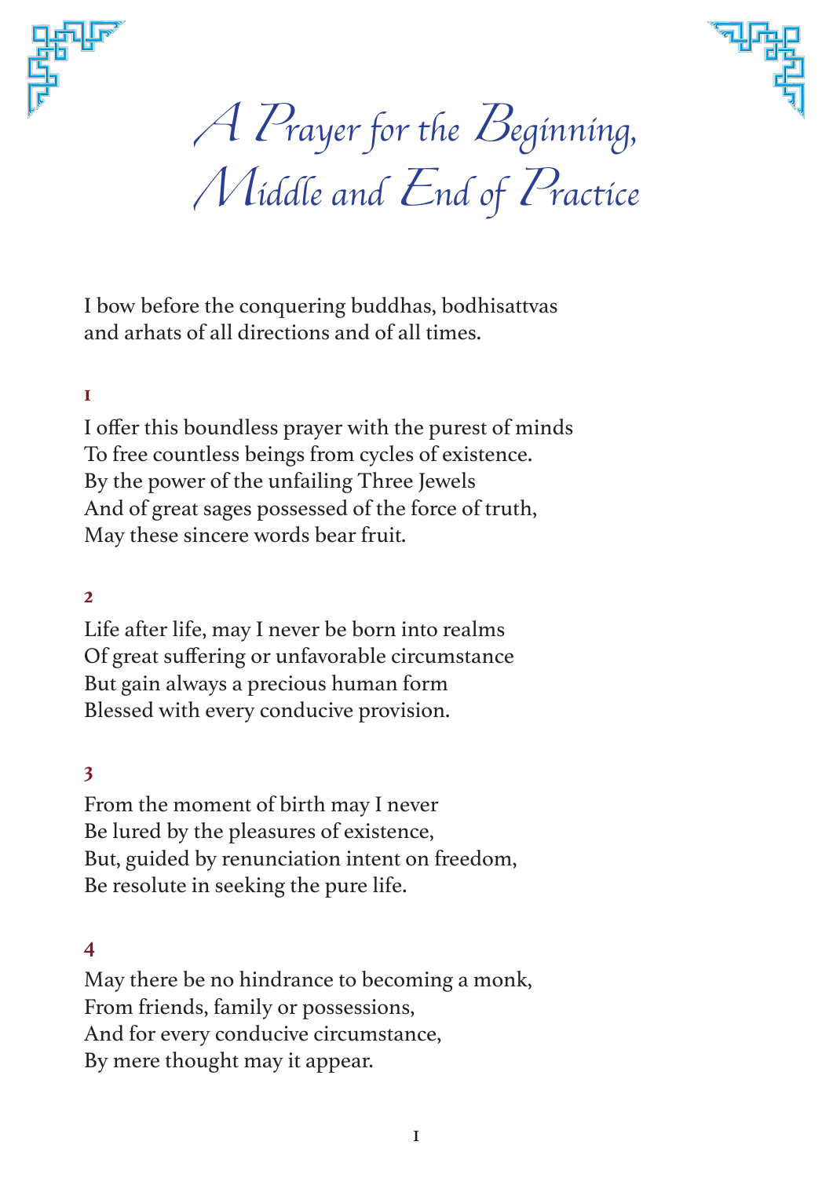# A Prayer for the Beginning, Middle and End of Practice

I bow before the conquering buddhas, bodhisattvas
and arhats of all directions and of all times.

**1**

I offer this boundless prayer with the purest of minds
To free countless beings from cycles of existence.
By the power of the unfailing Three Jewels
And of great sages possessed of the force of truth,
May these sincere words bear fruit.

**2**

Life after life, may I never be born into realms
Of great suffering or unfavorable circumstance
But gain always a precious human form
Blessed with every conducive provision.

**3**

From the moment of birth may I never
Be lured by the pleasures of existence,
But, guided by renunciation intent on freedom,
Be resolute in seeking the pure life.

**4**

May there be no hindrance to becoming a monk,
From friends, family or possessions,
And for every conducive circumstance,
By mere thought may it appear.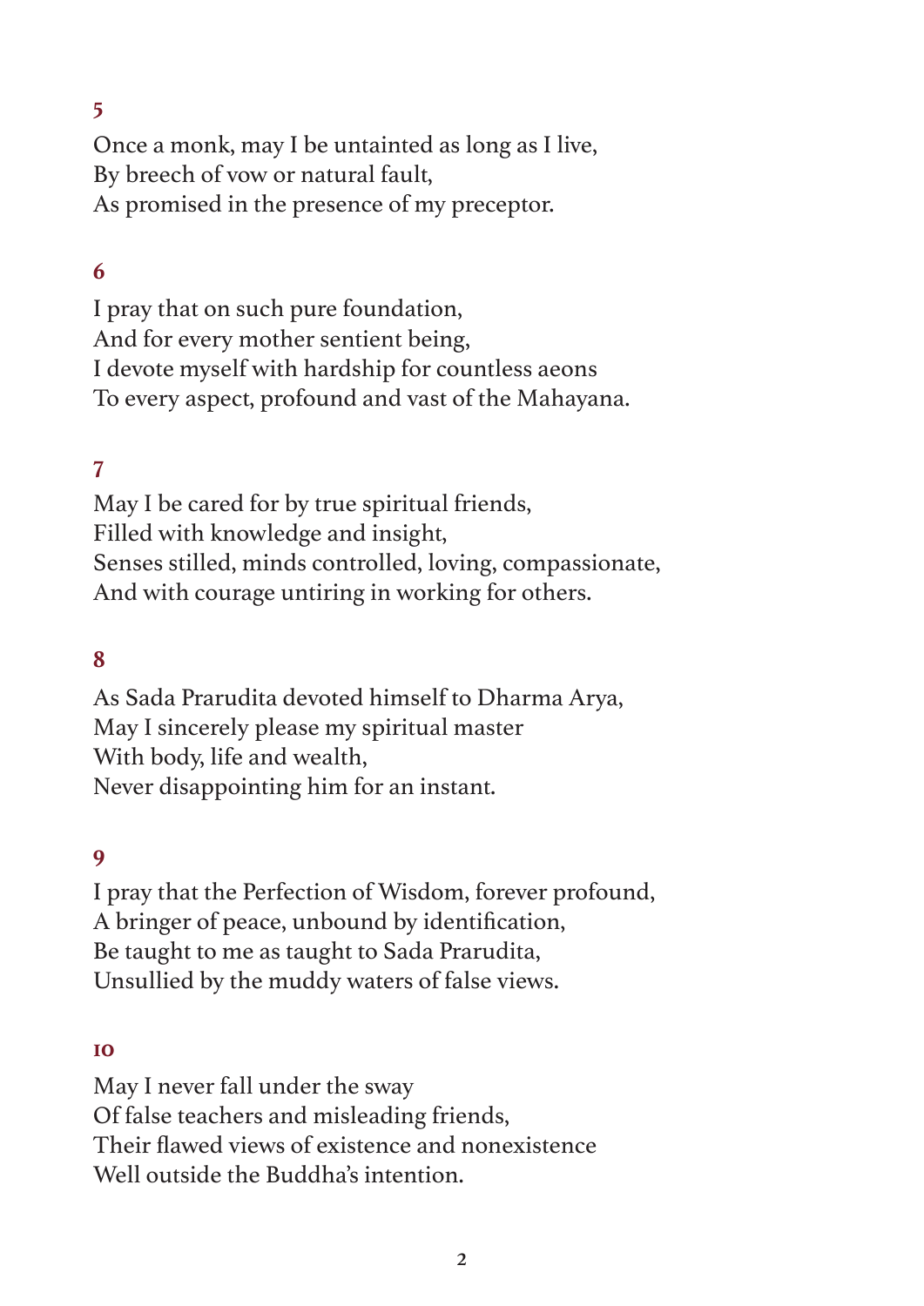**5**

Once a monk, may I be untainted as long as I live,  
By breech of vow or natural fault,  
As promised in the presence of my preceptor.

**6**

I pray that on such pure foundation,  
And for every mother sentient being,  
I devote myself with hardship for countless aeons  
To every aspect, profound and vast of the Mahayana.

**7**

May I be cared for by true spiritual friends,  
Filled with knowledge and insight,  
Senses stilled, minds controlled, loving, compassionate,  
And with courage untiring in working for others.

**8**

As Sada Prarudita devoted himself to Dharma Arya,  
May I sincerely please my spiritual master  
With body, life and wealth,  
Never disappointing him for an instant.

**9**

I pray that the Perfection of Wisdom, forever profound,  
A bringer of peace, unbound by identification,  
Be taught to me as taught to Sada Prarudita,  
Unsullied by the muddy waters of false views.

**10**

May I never fall under the sway  
Of false teachers and misleading friends,  
Their flawed views of existence and nonexistence  
Well outside the Buddha's intention.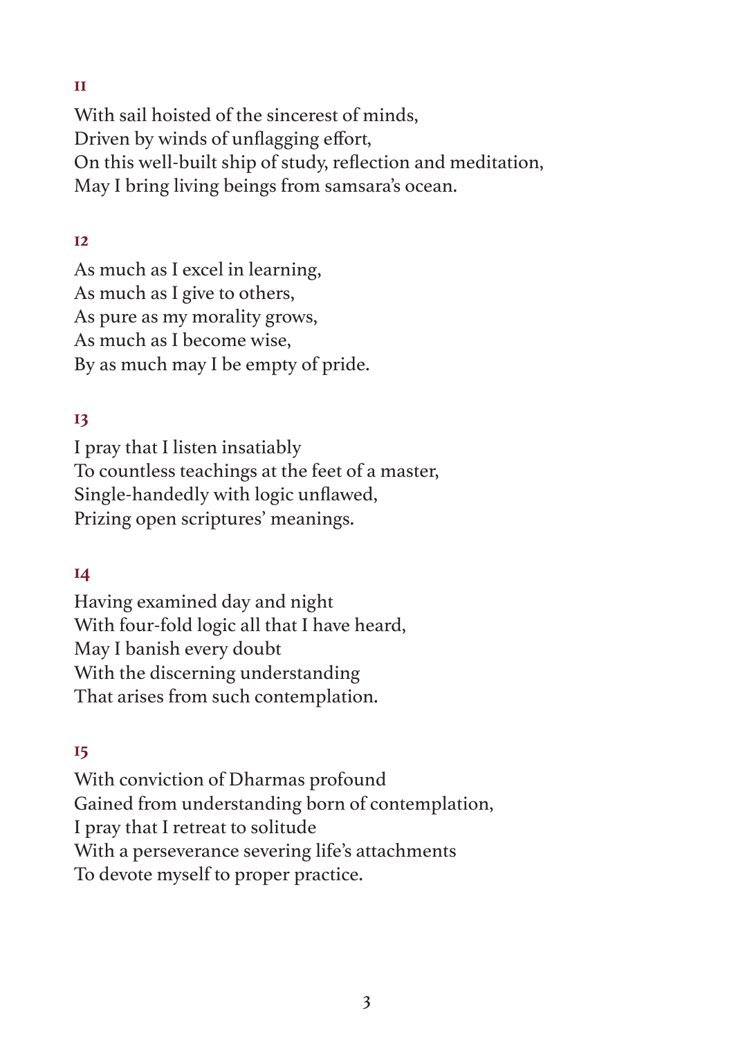**11**

With sail hoisted of the sincerest of minds,
Driven by winds of unflagging effort,
On this well-built ship of study, reflection and meditation,
May I bring living beings from samsara's ocean.

**12**

As much as I excel in learning,
As much as I give to others,
As pure as my morality grows,
As much as I become wise,
By as much may I be empty of pride.

**13**

I pray that I listen insatiably
To countless teachings at the feet of a master,
Single-handedly with logic unflawed,
Prizing open scriptures' meanings.

**14**

Having examined day and night
With four-fold logic all that I have heard,
May I banish every doubt
With the discerning understanding
That arises from such contemplation.

**15**

With conviction of Dharmas profound
Gained from understanding born of contemplation,
I pray that I retreat to solitude
With a perseverance severing life's attachments
To devote myself to proper practice.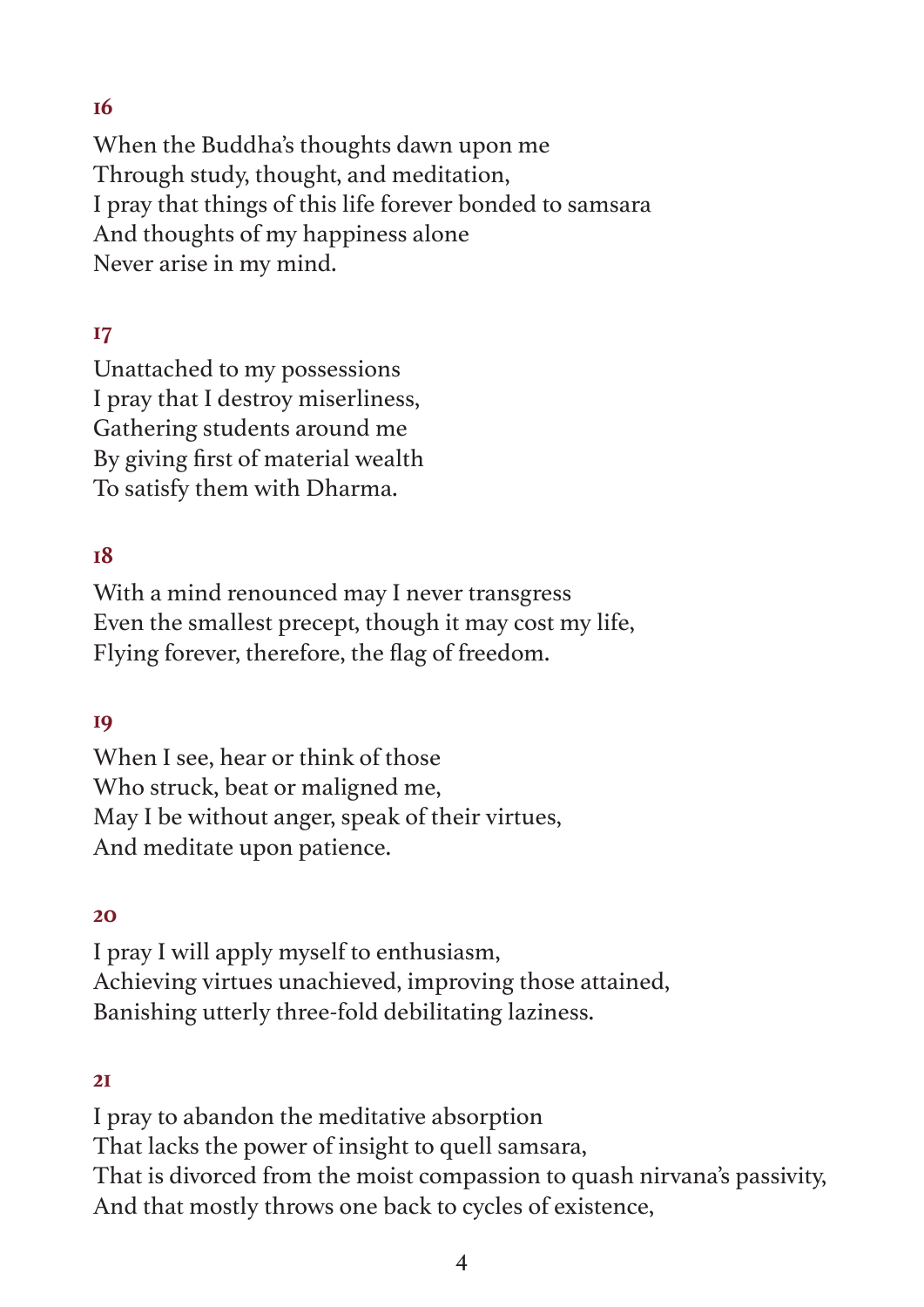**16**

When the Buddha's thoughts dawn upon me
Through study, thought, and meditation,
I pray that things of this life forever bonded to samsara
And thoughts of my happiness alone
Never arise in my mind.

**17**

Unattached to my possessions
I pray that I destroy miserliness,
Gathering students around me
By giving first of material wealth
To satisfy them with Dharma.

**18**

With a mind renounced may I never transgress
Even the smallest precept, though it may cost my life,
Flying forever, therefore, the flag of freedom.

**19**

When I see, hear or think of those
Who struck, beat or maligned me,
May I be without anger, speak of their virtues,
And meditate upon patience.

**20**

I pray I will apply myself to enthusiasm,
Achieving virtues unachieved, improving those attained,
Banishing utterly three-fold debilitating laziness.

**21**

I pray to abandon the meditative absorption
That lacks the power of insight to quell samsara,
That is divorced from the moist compassion to quash nirvana's passivity,
And that mostly throws one back to cycles of existence,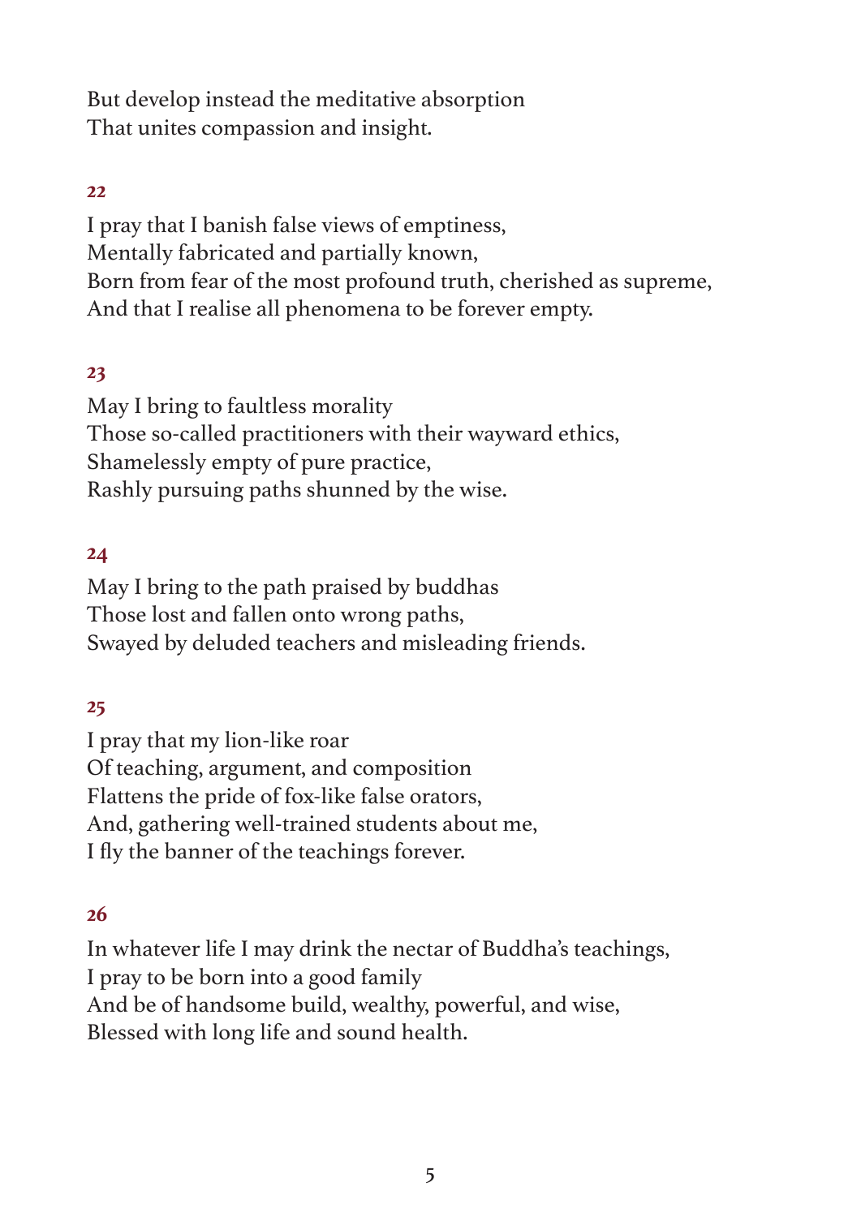But develop instead the meditative absorption
That unites compassion and insight.

**22**

I pray that I banish false views of emptiness,
Mentally fabricated and partially known,
Born from fear of the most profound truth, cherished as supreme,
And that I realise all phenomena to be forever empty.

**23**

May I bring to faultless morality
Those so-called practitioners with their wayward ethics,
Shamelessly empty of pure practice,
Rashly pursuing paths shunned by the wise.

**24**

May I bring to the path praised by buddhas
Those lost and fallen onto wrong paths,
Swayed by deluded teachers and misleading friends.

**25**

I pray that my lion-like roar
Of teaching, argument, and composition
Flattens the pride of fox-like false orators,
And, gathering well-trained students about me,
I fly the banner of the teachings forever.

**26**

In whatever life I may drink the nectar of Buddha's teachings,
I pray to be born into a good family
And be of handsome build, wealthy, powerful, and wise,
Blessed with long life and sound health.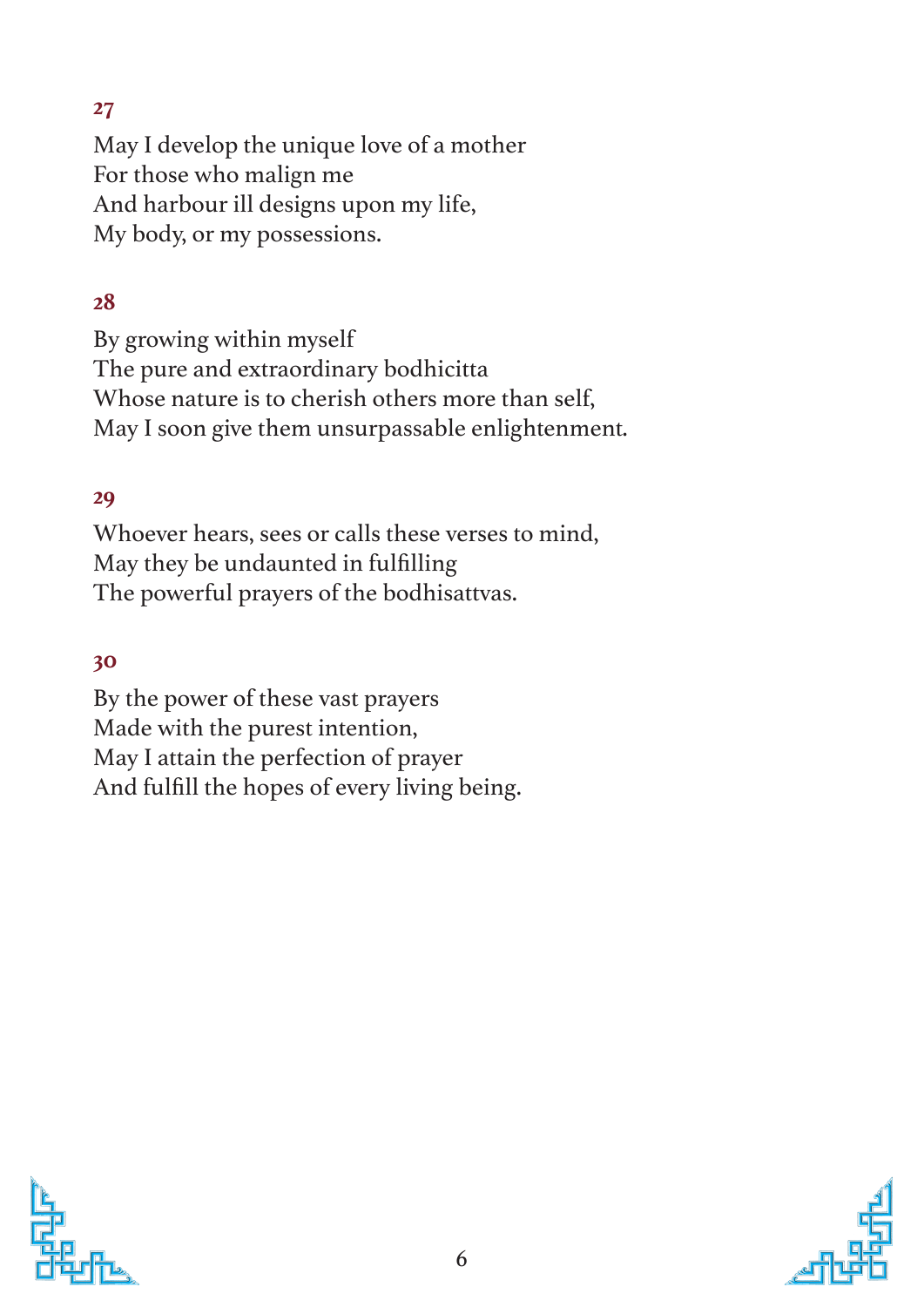**27**

May I develop the unique love of a mother  
For those who malign me  
And harbour ill designs upon my life,  
My body, or my possessions.

**28**

By growing within myself  
The pure and extraordinary bodhicitta  
Whose nature is to cherish others more than self,  
May I soon give them unsurpassable enlightenment.

**29**

Whoever hears, sees or calls these verses to mind,  
May they be undaunted in fulfilling  
The powerful prayers of the bodhisattvas.

**30**

By the power of these vast prayers  
Made with the purest intention,  
May I attain the perfection of prayer  
And fulfill the hopes of every living being.